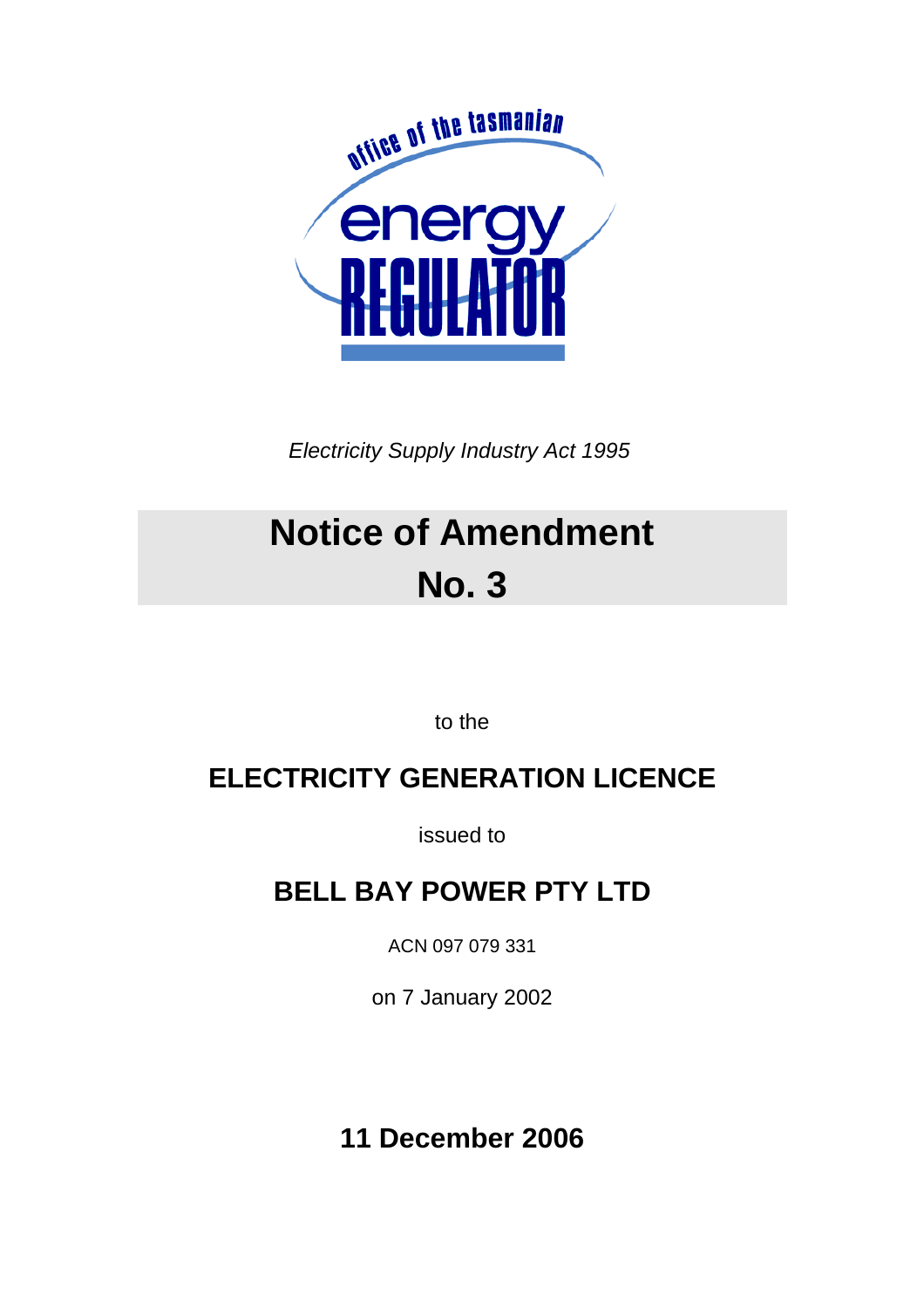office of the tasmanian energy REGULATOR

*Electricity Supply Industry Act 1995*

# Notice of Amendment No. 3

to the

## ELECTRICITY GENERATION LICENCE

issued to

## BELL BAY POWER PTY LTD

ACN 097 079 331

on 7 January 2002

**11 December 2006**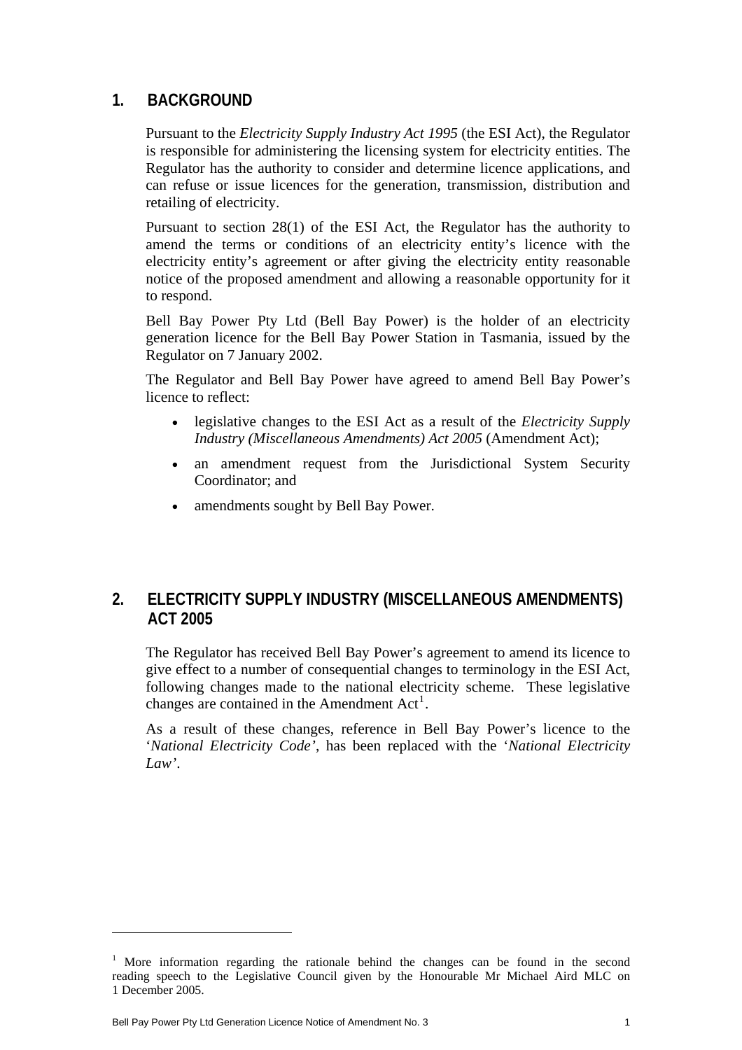## 1. BACKGROUND

Pursuant to the *Electricity Supply Industry Act 1995* (the ESI Act), the Regulator is responsible for administering the licensing system for electricity entities. The Regulator has the authority to consider and determine licence applications, and can refuse or issue licences for the generation, transmission, distribution and retailing of electricity.

Pursuant to section 28(1) of the ESI Act, the Regulator has the authority to amend the terms or conditions of an electricity entity's licence with the electricity entity's agreement or after giving the electricity entity reasonable notice of the proposed amendment and allowing a reasonable opportunity for it to respond.

Bell Bay Power Pty Ltd (Bell Bay Power) is the holder of an electricity generation licence for the Bell Bay Power Station in Tasmania, issued by the Regulator on 7 January 2002.

The Regulator and Bell Bay Power have agreed to amend Bell Bay Power's licence to reflect:

- legislative changes to the ESI Act as a result of the *Electricity Supply Industry (Miscellaneous Amendments) Act 2005* (Amendment Act);
- an amendment request from the Jurisdictional System Security Coordinator; and
- amendments sought by Bell Bay Power.

## 2. ELECTRICITY SUPPLY INDUSTRY (MISCELLANEOUS AMENDMENTS) ACT 2005

The Regulator has received Bell Bay Power's agreement to amend its licence to give effect to a number of consequential changes to terminology in the ESI Act, following changes made to the national electricity scheme. These legislative changes are contained in the Amendment Act[1].

As a result of these changes, reference in Bell Bay Power's licence to the '*National Electricity Code'*, has been replaced with the '*National Electricity Law*'.

[1] More information regarding the rationale behind the changes can be found in the second reading speech to the Legislative Council given by the Honourable Mr Michael Aird MLC on 1 December 2005.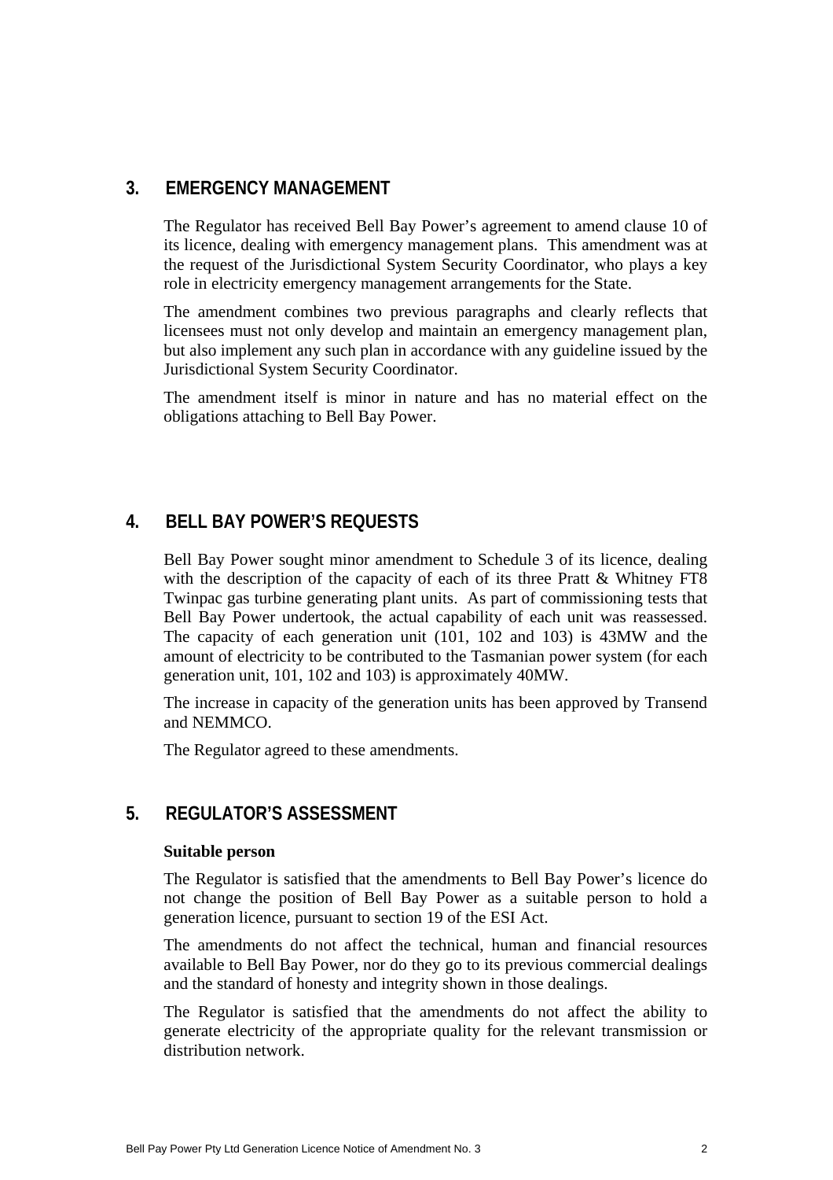## 3. EMERGENCY MANAGEMENT

The Regulator has received Bell Bay Power's agreement to amend clause 10 of its licence, dealing with emergency management plans. This amendment was at the request of the Jurisdictional System Security Coordinator, who plays a key role in electricity emergency management arrangements for the State.

The amendment combines two previous paragraphs and clearly reflects that licensees must not only develop and maintain an emergency management plan, but also implement any such plan in accordance with any guideline issued by the Jurisdictional System Security Coordinator.

The amendment itself is minor in nature and has no material effect on the obligations attaching to Bell Bay Power.

## 4. BELL BAY POWER'S REQUESTS

Bell Bay Power sought minor amendment to Schedule 3 of its licence, dealing with the description of the capacity of each of its three Pratt & Whitney FT8 Twinpac gas turbine generating plant units. As part of commissioning tests that Bell Bay Power undertook, the actual capability of each unit was reassessed. The capacity of each generation unit (101, 102 and 103) is 43MW and the amount of electricity to be contributed to the Tasmanian power system (for each generation unit, 101, 102 and 103) is approximately 40MW.

The increase in capacity of the generation units has been approved by Transend and NEMMCO.

The Regulator agreed to these amendments.

## 5. REGULATOR'S ASSESSMENT

**Suitable person**

The Regulator is satisfied that the amendments to Bell Bay Power's licence do not change the position of Bell Bay Power as a suitable person to hold a generation licence, pursuant to section 19 of the ESI Act.

The amendments do not affect the technical, human and financial resources available to Bell Bay Power, nor do they go to its previous commercial dealings and the standard of honesty and integrity shown in those dealings.

The Regulator is satisfied that the amendments do not affect the ability to generate electricity of the appropriate quality for the relevant transmission or distribution network.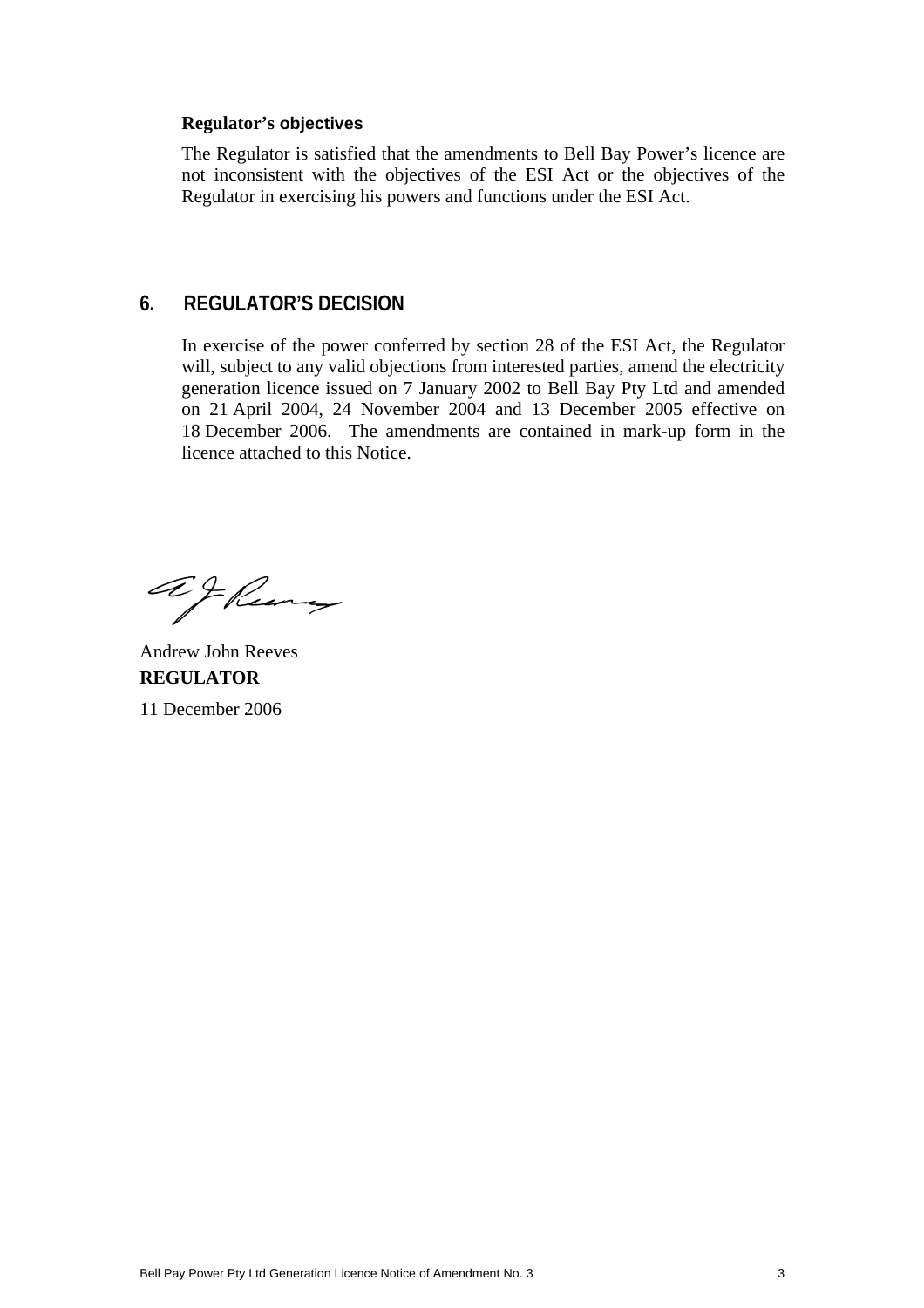**Regulator's objectives**

The Regulator is satisfied that the amendments to Bell Bay Power's licence are not inconsistent with the objectives of the ESI Act or the objectives of the Regulator in exercising his powers and functions under the ESI Act.

## 6. REGULATOR'S DECISION

In exercise of the power conferred by section 28 of the ESI Act, the Regulator will, subject to any valid objections from interested parties, amend the electricity generation licence issued on 7 January 2002 to Bell Bay Pty Ltd and amended on 21 April 2004, 24 November 2004 and 13 December 2005 effective on 18 December 2006. The amendments are contained in mark-up form in the licence attached to this Notice.

Andrew John Reeves
**REGULATOR**

11 December 2006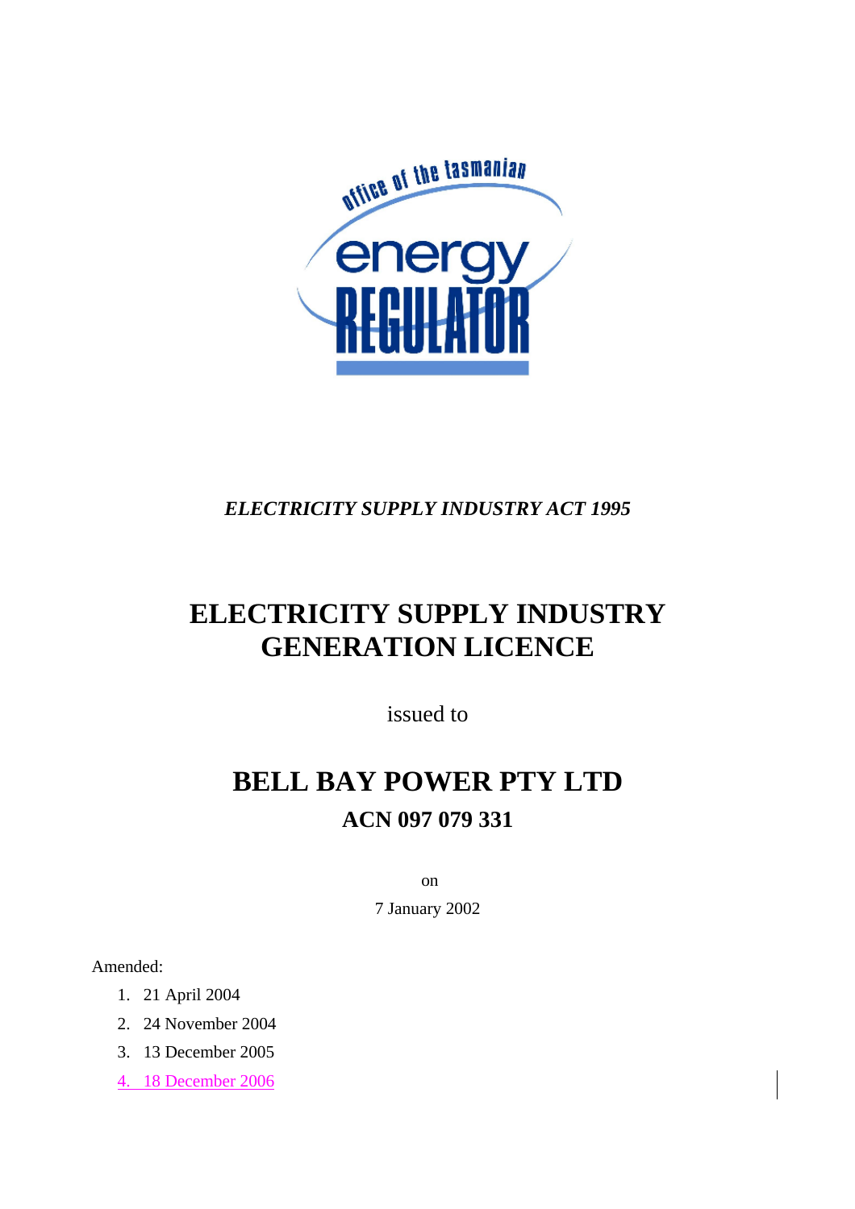*ELECTRICITY SUPPLY INDUSTRY ACT 1995*

# ELECTRICITY SUPPLY INDUSTRY GENERATION LICENCE

issued to

# BELL BAY POWER PTY LTD

## ACN 097 079 331

on

7 January 2002

Amended:

1. 21 April 2004
2. 24 November 2004
3. 13 December 2005
4. 18 December 2006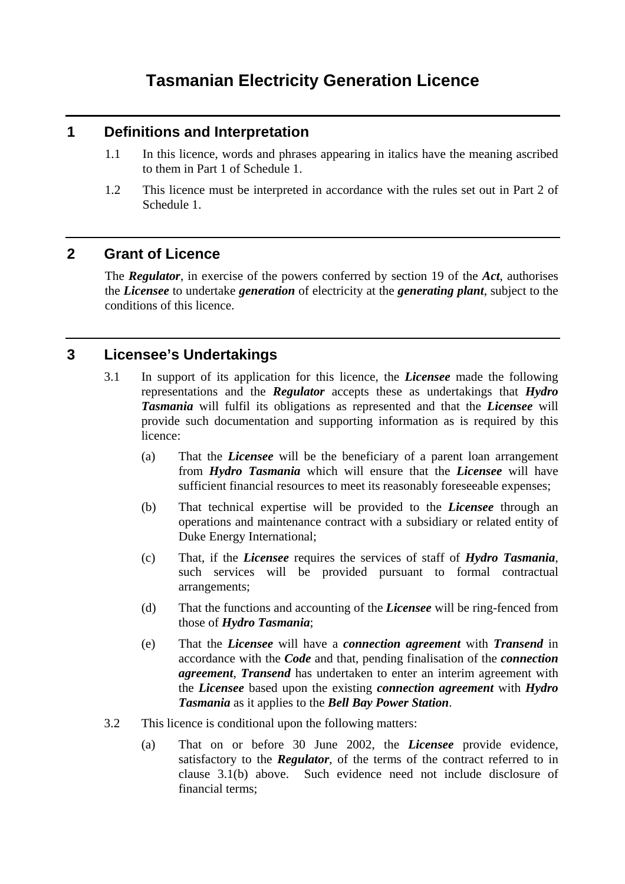# Tasmanian Electricity Generation Licence

## 1 Definitions and Interpretation

1.1 In this licence, words and phrases appearing in italics have the meaning ascribed to them in Part 1 of Schedule 1.

1.2 This licence must be interpreted in accordance with the rules set out in Part 2 of Schedule 1.

## 2 Grant of Licence

The ***Regulator***, in exercise of the powers conferred by section 19 of the ***Act***, authorises the ***Licensee*** to undertake ***generation*** of electricity at the ***generating plant***, subject to the conditions of this licence.

## 3 Licensee's Undertakings

3.1 In support of its application for this licence, the ***Licensee*** made the following representations and the ***Regulator*** accepts these as undertakings that ***Hydro Tasmania*** will fulfil its obligations as represented and that the ***Licensee*** will provide such documentation and supporting information as is required by this licence:

(a) That the ***Licensee*** will be the beneficiary of a parent loan arrangement from ***Hydro Tasmania*** which will ensure that the ***Licensee*** will have sufficient financial resources to meet its reasonably foreseeable expenses;

(b) That technical expertise will be provided to the ***Licensee*** through an operations and maintenance contract with a subsidiary or related entity of Duke Energy International;

(c) That, if the ***Licensee*** requires the services of staff of ***Hydro Tasmania***, such services will be provided pursuant to formal contractual arrangements;

(d) That the functions and accounting of the ***Licensee*** will be ring-fenced from those of ***Hydro Tasmania***;

(e) That the ***Licensee*** will have a ***connection agreement*** with ***Transend*** in accordance with the ***Code*** and that, pending finalisation of the ***connection agreement***, ***Transend*** has undertaken to enter an interim agreement with the ***Licensee*** based upon the existing ***connection agreement*** with ***Hydro Tasmania*** as it applies to the ***Bell Bay Power Station***.

3.2 This licence is conditional upon the following matters:

(a) That on or before 30 June 2002, the ***Licensee*** provide evidence, satisfactory to the ***Regulator***, of the terms of the contract referred to in clause 3.1(b) above. Such evidence need not include disclosure of financial terms;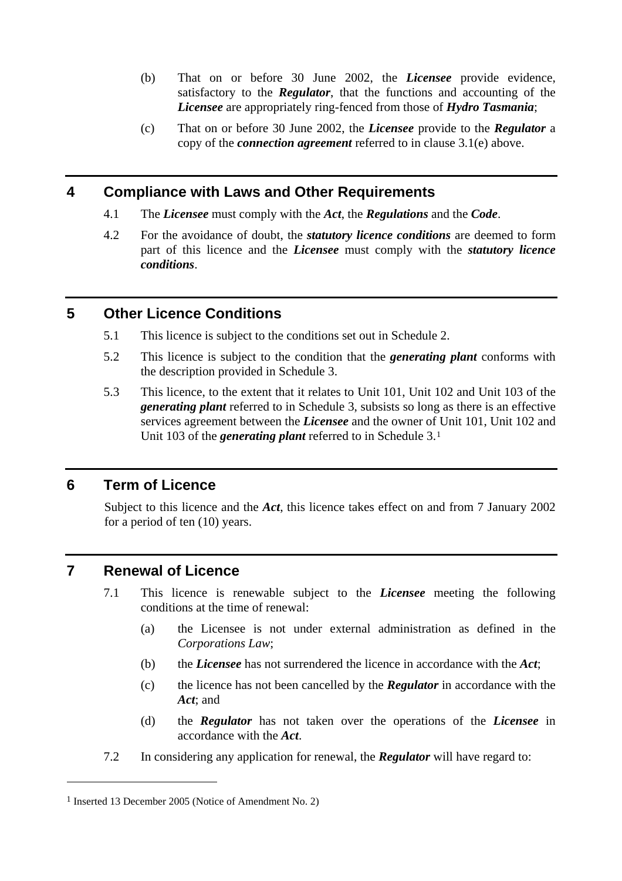(b) That on or before 30 June 2002, the ***Licensee*** provide evidence, satisfactory to the ***Regulator***, that the functions and accounting of the ***Licensee*** are appropriately ring-fenced from those of ***Hydro Tasmania***;

(c) That on or before 30 June 2002, the ***Licensee*** provide to the ***Regulator*** a copy of the ***connection agreement*** referred to in clause 3.1(e) above.

## 4 Compliance with Laws and Other Requirements

4.1 The ***Licensee*** must comply with the ***Act***, the ***Regulations*** and the ***Code***.

4.2 For the avoidance of doubt, the ***statutory licence conditions*** are deemed to form part of this licence and the ***Licensee*** must comply with the ***statutory licence conditions***.

## 5 Other Licence Conditions

5.1 This licence is subject to the conditions set out in Schedule 2.

5.2 This licence is subject to the condition that the ***generating plant*** conforms with the description provided in Schedule 3.

5.3 This licence, to the extent that it relates to Unit 101, Unit 102 and Unit 103 of the ***generating plant*** referred to in Schedule 3, subsists so long as there is an effective services agreement between the ***Licensee*** and the owner of Unit 101, Unit 102 and Unit 103 of the ***generating plant*** referred to in Schedule 3.[1]

## 6 Term of Licence

Subject to this licence and the ***Act***, this licence takes effect on and from 7 January 2002 for a period of ten (10) years.

## 7 Renewal of Licence

7.1 This licence is renewable subject to the ***Licensee*** meeting the following conditions at the time of renewal:

(a) the Licensee is not under external administration as defined in the *Corporations Law*;

(b) the ***Licensee*** has not surrendered the licence in accordance with the ***Act***;

(c) the licence has not been cancelled by the ***Regulator*** in accordance with the ***Act***; and

(d) the ***Regulator*** has not taken over the operations of the ***Licensee*** in accordance with the ***Act***.

7.2 In considering any application for renewal, the ***Regulator*** will have regard to:

---

[1] Inserted 13 December 2005 (Notice of Amendment No. 2)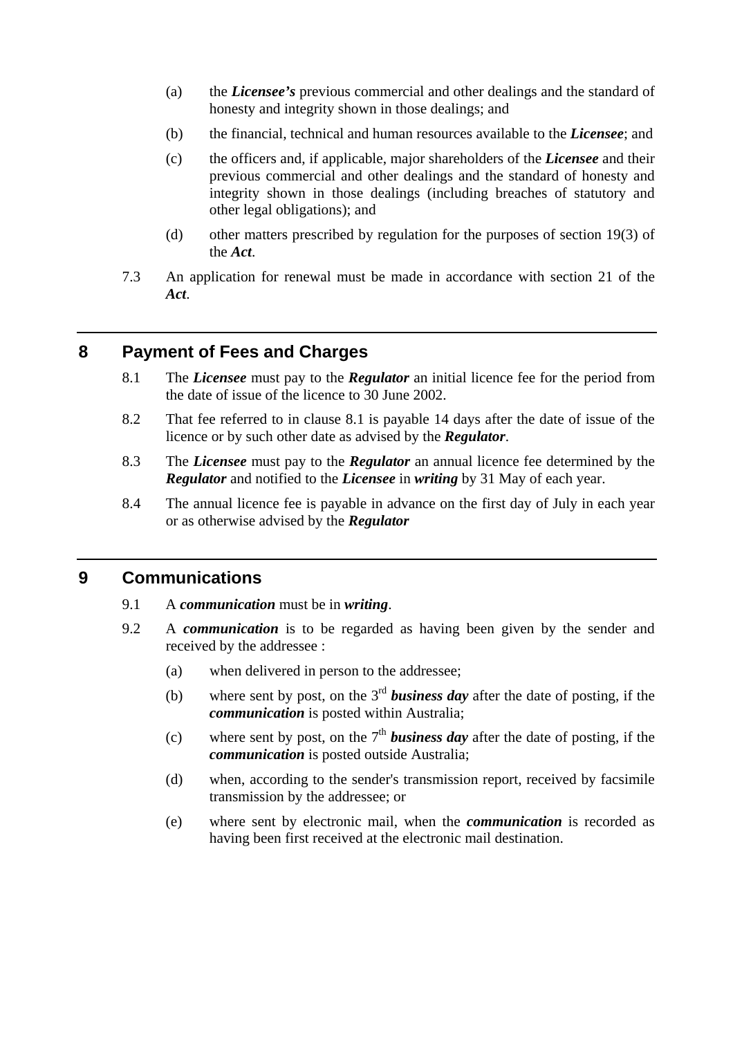(a) the ***Licensee’s*** previous commercial and other dealings and the standard of honesty and integrity shown in those dealings; and

(b) the financial, technical and human resources available to the ***Licensee***; and

(c) the officers and, if applicable, major shareholders of the ***Licensee*** and their previous commercial and other dealings and the standard of honesty and integrity shown in those dealings (including breaches of statutory and other legal obligations); and

(d) other matters prescribed by regulation for the purposes of section 19(3) of the ***Act***.

7.3 An application for renewal must be made in accordance with section 21 of the ***Act***.

## 8 Payment of Fees and Charges

8.1 The ***Licensee*** must pay to the ***Regulator*** an initial licence fee for the period from the date of issue of the licence to 30 June 2002.

8.2 That fee referred to in clause 8.1 is payable 14 days after the date of issue of the licence or by such other date as advised by the ***Regulator***.

8.3 The ***Licensee*** must pay to the ***Regulator*** an annual licence fee determined by the ***Regulator*** and notified to the ***Licensee*** in ***writing*** by 31 May of each year.

8.4 The annual licence fee is payable in advance on the first day of July in each year or as otherwise advised by the ***Regulator***

## 9 Communications

9.1 A ***communication*** must be in ***writing***.

9.2 A ***communication*** is to be regarded as having been given by the sender and received by the addressee :

(a) when delivered in person to the addressee;

(b) where sent by post, on the 3rd ***business day*** after the date of posting, if the ***communication*** is posted within Australia;

(c) where sent by post, on the 7th ***business day*** after the date of posting, if the ***communication*** is posted outside Australia;

(d) when, according to the sender's transmission report, received by facsimile transmission by the addressee; or

(e) where sent by electronic mail, when the ***communication*** is recorded as having been first received at the electronic mail destination.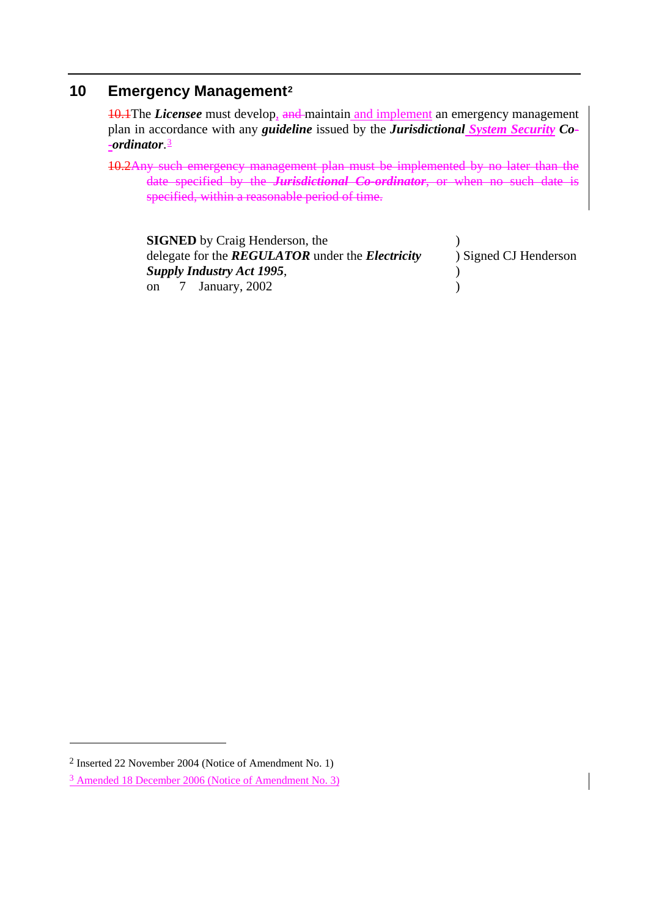## 10 Emergency Management[2]

~~10.1~~The ***Licensee*** must develop~~, and~~ maintain and implement an emergency management plan in accordance with any ***guideline*** issued by the ***Jurisdictional System Security Co-ordinator***.[3]

~~10.2 Any such emergency management plan must be implemented by no later than the date specified by the ***Jurisdictional Co-ordinator***, or when no such date is specified, within a reasonable period of time.~~

| | |
|---|---|
| **SIGNED** by Craig Henderson, the | ) |
| delegate for the ***REGULATOR*** under the ***Electricity*** | ) Signed CJ Henderson |
| ***Supply Industry Act 1995***, | ) |
| on 7 January, 2002 | ) |

[2] Inserted 22 November 2004 (Notice of Amendment No. 1)

[3] Amended 18 December 2006 (Notice of Amendment No. 3)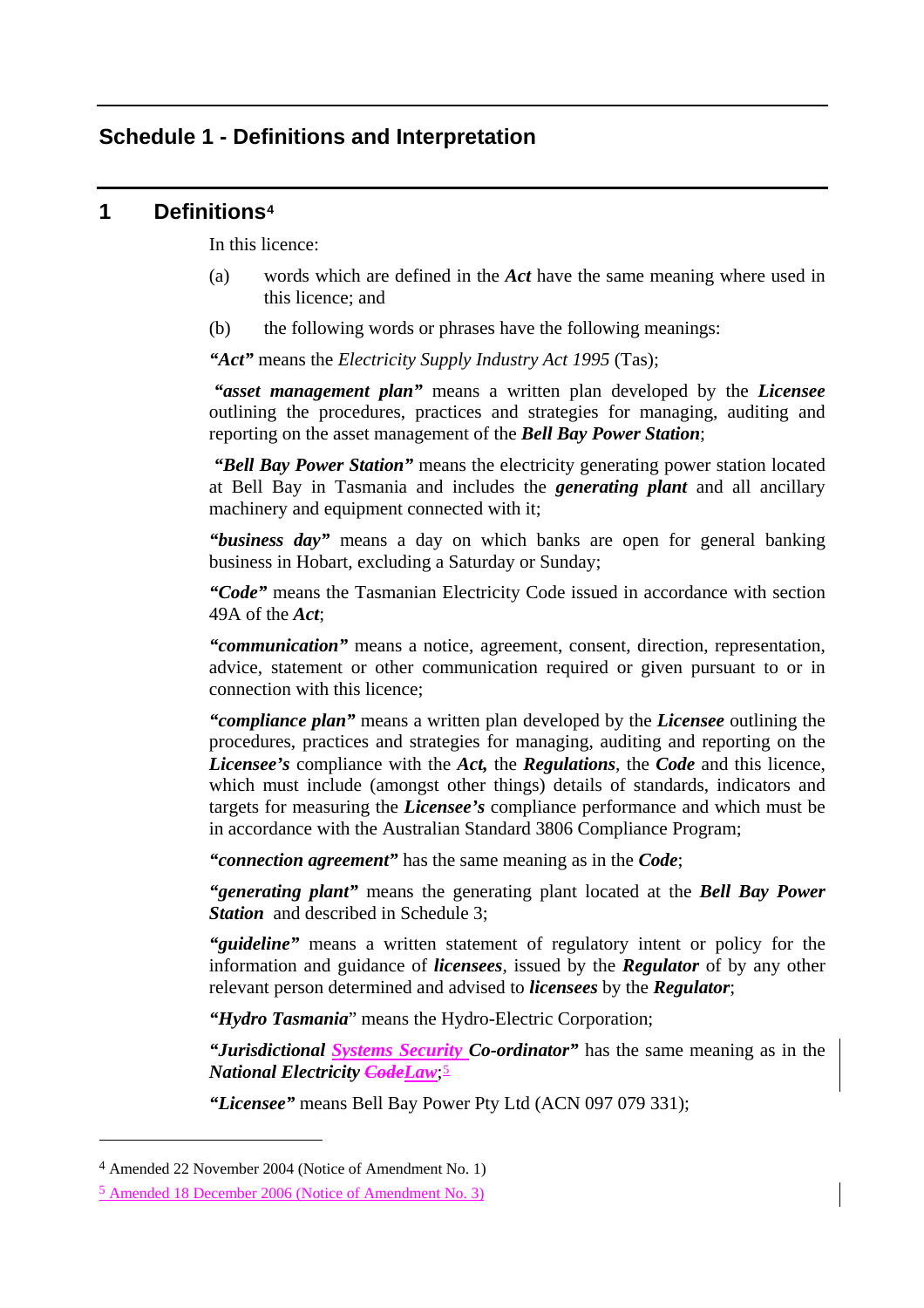## Schedule 1 - Definitions and Interpretation

### 1 Definitions[4]

In this licence:

(a) words which are defined in the ***Act*** have the same meaning where used in this licence; and

(b) the following words or phrases have the following meanings:

***"Act"*** means the *Electricity Supply Industry Act 1995* (Tas);

***"asset management plan"*** means a written plan developed by the ***Licensee*** outlining the procedures, practices and strategies for managing, auditing and reporting on the asset management of the ***Bell Bay Power Station***;

***"Bell Bay Power Station"*** means the electricity generating power station located at Bell Bay in Tasmania and includes the ***generating plant*** and all ancillary machinery and equipment connected with it;

***"business day"*** means a day on which banks are open for general banking business in Hobart, excluding a Saturday or Sunday;

***"Code"*** means the Tasmanian Electricity Code issued in accordance with section 49A of the ***Act***;

***"communication"*** means a notice, agreement, consent, direction, representation, advice, statement or other communication required or given pursuant to or in connection with this licence;

***"compliance plan"*** means a written plan developed by the ***Licensee*** outlining the procedures, practices and strategies for managing, auditing and reporting on the ***Licensee's*** compliance with the ***Act,*** the ***Regulations***, the ***Code*** and this licence, which must include (amongst other things) details of standards, indicators and targets for measuring the ***Licensee's*** compliance performance and which must be in accordance with the Australian Standard 3806 Compliance Program;

***"connection agreement"*** has the same meaning as in the ***Code***;

***"generating plant"*** means the generating plant located at the ***Bell Bay Power Station*** and described in Schedule 3;

***"guideline"*** means a written statement of regulatory intent or policy for the information and guidance of ***licensees***, issued by the ***Regulator*** of by any other relevant person determined and advised to ***licensees*** by the ***Regulator***;

***"Hydro Tasmania"*** means the Hydro-Electric Corporation;

***"Jurisdictional Systems Security Co-ordinator"*** has the same meaning as in the ***National Electricity ~~Code~~Law***;[5]

***"Licensee"*** means Bell Bay Power Pty Ltd (ACN 097 079 331);

---

[4] Amended 22 November 2004 (Notice of Amendment No. 1)

[5] Amended 18 December 2006 (Notice of Amendment No. 3)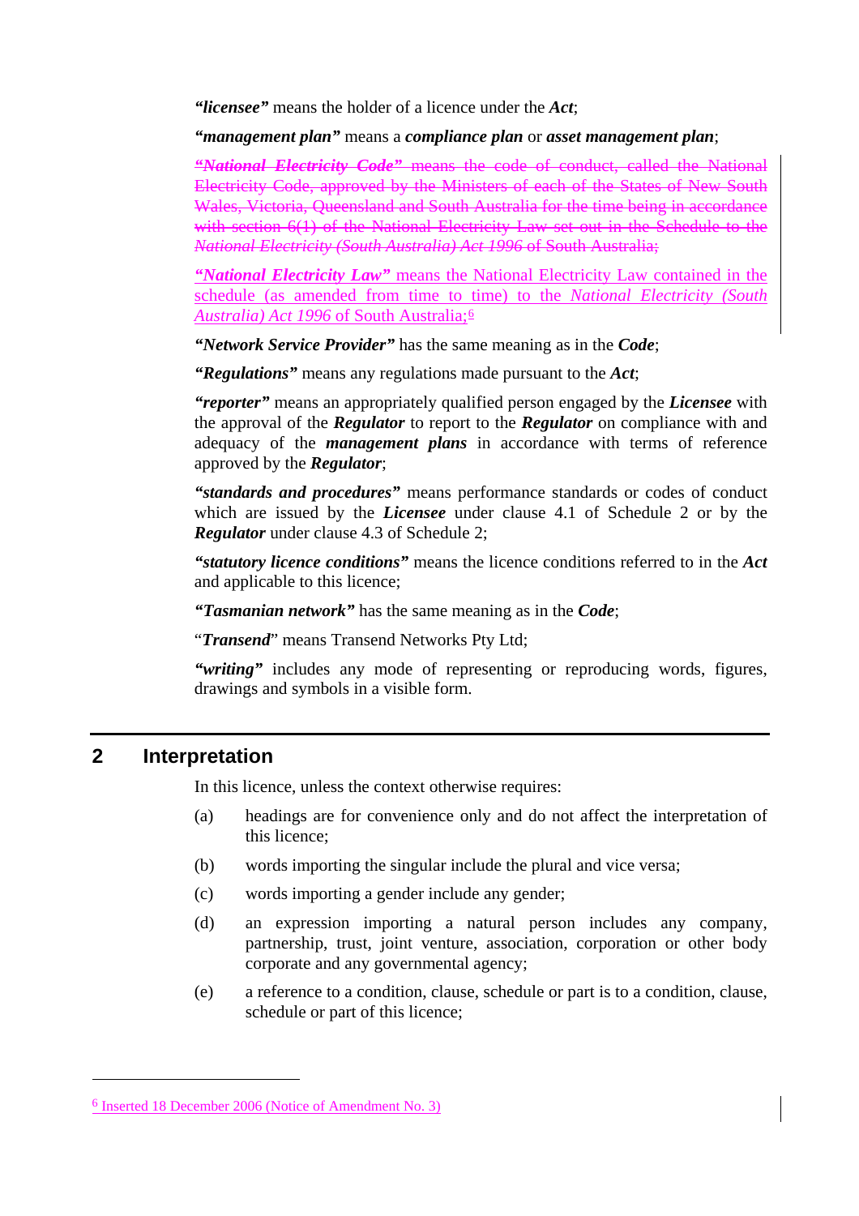***"licensee"*** means the holder of a licence under the ***Act***;

***"management plan"*** means a ***compliance plan*** or ***asset management plan***;

~~***"National Electricity Code"*** means the code of conduct, called the National Electricity Code, approved by the Ministers of each of the States of New South Wales, Victoria, Queensland and South Australia for the time being in accordance with section 6(1) of the National Electricity Law set out in the Schedule to the *National Electricity (South Australia) Act 1996* of South Australia;~~

***"National Electricity Law"*** means the National Electricity Law contained in the schedule (as amended from time to time) to the *National Electricity (South Australia) Act 1996* of South Australia;[6]

***"Network Service Provider"*** has the same meaning as in the ***Code***;

***"Regulations"*** means any regulations made pursuant to the ***Act***;

***"reporter"*** means an appropriately qualified person engaged by the ***Licensee*** with the approval of the ***Regulator*** to report to the ***Regulator*** on compliance with and adequacy of the ***management plans*** in accordance with terms of reference approved by the ***Regulator***;

***"standards and procedures"*** means performance standards or codes of conduct which are issued by the ***Licensee*** under clause 4.1 of Schedule 2 or by the ***Regulator*** under clause 4.3 of Schedule 2;

***"statutory licence conditions"*** means the licence conditions referred to in the ***Act*** and applicable to this licence;

***"Tasmanian network"*** has the same meaning as in the ***Code***;

"***Transend***" means Transend Networks Pty Ltd;

***"writing"*** includes any mode of representing or reproducing words, figures, drawings and symbols in a visible form.

## 2 Interpretation

In this licence, unless the context otherwise requires:

(a) headings are for convenience only and do not affect the interpretation of this licence;

(b) words importing the singular include the plural and vice versa;

(c) words importing a gender include any gender;

(d) an expression importing a natural person includes any company, partnership, trust, joint venture, association, corporation or other body corporate and any governmental agency;

(e) a reference to a condition, clause, schedule or part is to a condition, clause, schedule or part of this licence;

---

[6] Inserted 18 December 2006 (Notice of Amendment No. 3)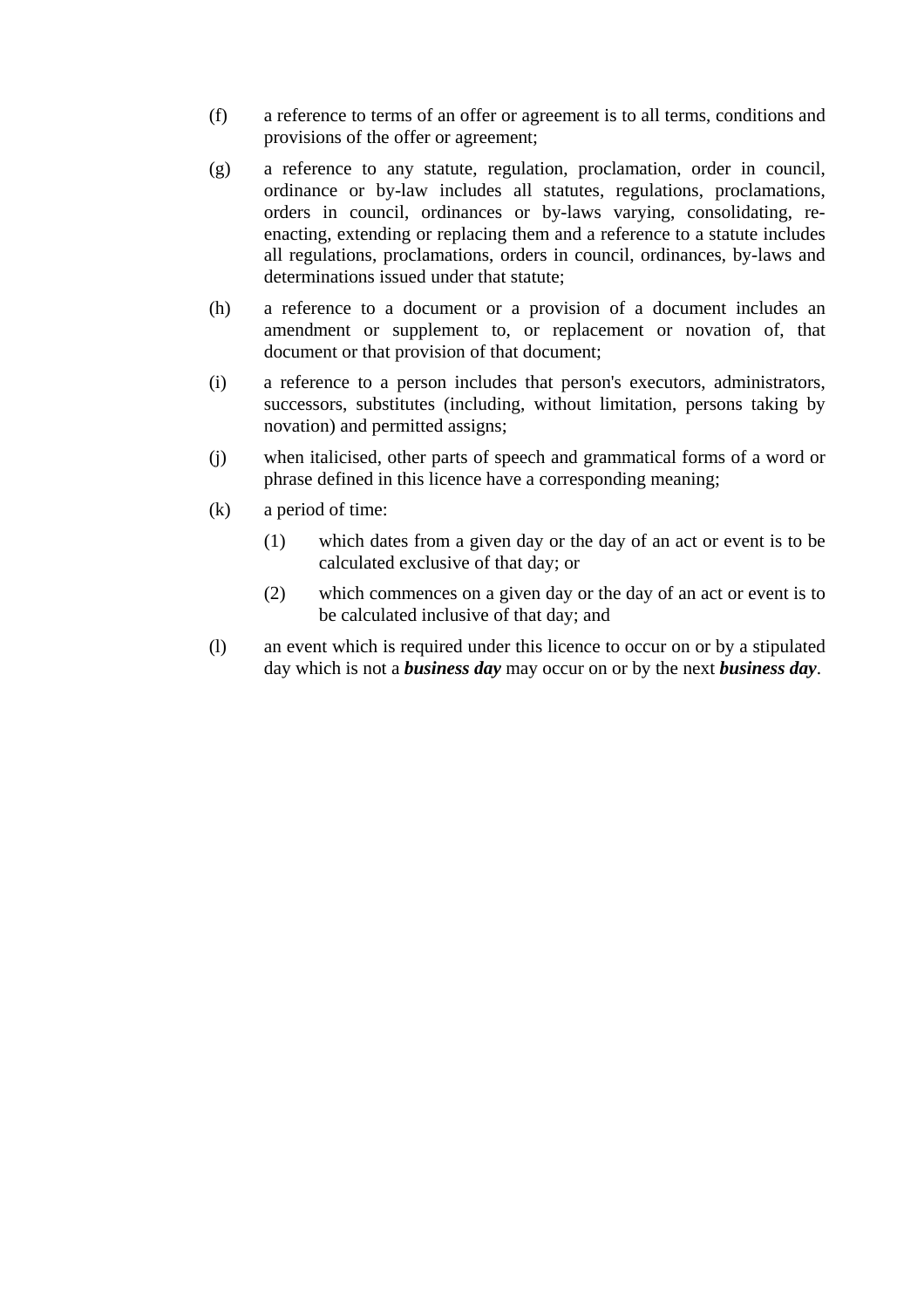(f) a reference to terms of an offer or agreement is to all terms, conditions and provisions of the offer or agreement;

(g) a reference to any statute, regulation, proclamation, order in council, ordinance or by-law includes all statutes, regulations, proclamations, orders in council, ordinances or by-laws varying, consolidating, re-enacting, extending or replacing them and a reference to a statute includes all regulations, proclamations, orders in council, ordinances, by-laws and determinations issued under that statute;

(h) a reference to a document or a provision of a document includes an amendment or supplement to, or replacement or novation of, that document or that provision of that document;

(i) a reference to a person includes that person's executors, administrators, successors, substitutes (including, without limitation, persons taking by novation) and permitted assigns;

(j) when italicised, other parts of speech and grammatical forms of a word or phrase defined in this licence have a corresponding meaning;

(k) a period of time:

  (1) which dates from a given day or the day of an act or event is to be calculated exclusive of that day; or

  (2) which commences on a given day or the day of an act or event is to be calculated inclusive of that day; and

(l) an event which is required under this licence to occur on or by a stipulated day which is not a ***business day*** may occur on or by the next ***business day***.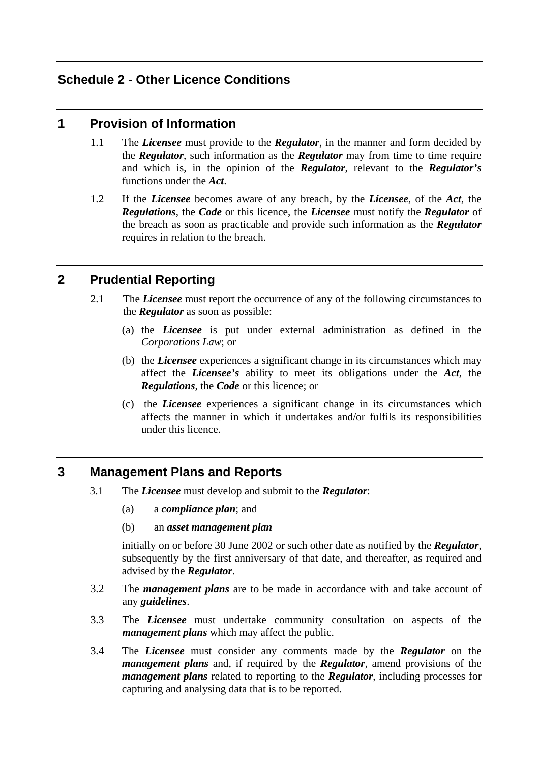# Schedule 2 - Other Licence Conditions

## 1 Provision of Information

1.1 The ***Licensee*** must provide to the ***Regulator***, in the manner and form decided by the ***Regulator***, such information as the ***Regulator*** may from time to time require and which is, in the opinion of the ***Regulator***, relevant to the ***Regulator's*** functions under the ***Act***.

1.2 If the ***Licensee*** becomes aware of any breach, by the ***Licensee***, of the ***Act***, the ***Regulations***, the ***Code*** or this licence, the ***Licensee*** must notify the ***Regulator*** of the breach as soon as practicable and provide such information as the ***Regulator*** requires in relation to the breach.

## 2 Prudential Reporting

2.1 The ***Licensee*** must report the occurrence of any of the following circumstances to the ***Regulator*** as soon as possible:

(a) the ***Licensee*** is put under external administration as defined in the *Corporations Law*; or

(b) the ***Licensee*** experiences a significant change in its circumstances which may affect the ***Licensee's*** ability to meet its obligations under the ***Act***, the ***Regulations***, the ***Code*** or this licence; or

(c) the ***Licensee*** experiences a significant change in its circumstances which affects the manner in which it undertakes and/or fulfils its responsibilities under this licence.

## 3 Management Plans and Reports

3.1 The ***Licensee*** must develop and submit to the ***Regulator***:

(a) a ***compliance plan***; and

(b) an ***asset management plan***

initially on or before 30 June 2002 or such other date as notified by the ***Regulator***, subsequently by the first anniversary of that date, and thereafter, as required and advised by the ***Regulator***.

3.2 The ***management plans*** are to be made in accordance with and take account of any ***guidelines***.

3.3 The ***Licensee*** must undertake community consultation on aspects of the ***management plans*** which may affect the public.

3.4 The ***Licensee*** must consider any comments made by the ***Regulator*** on the ***management plans*** and, if required by the ***Regulator***, amend provisions of the ***management plans*** related to reporting to the ***Regulator***, including processes for capturing and analysing data that is to be reported.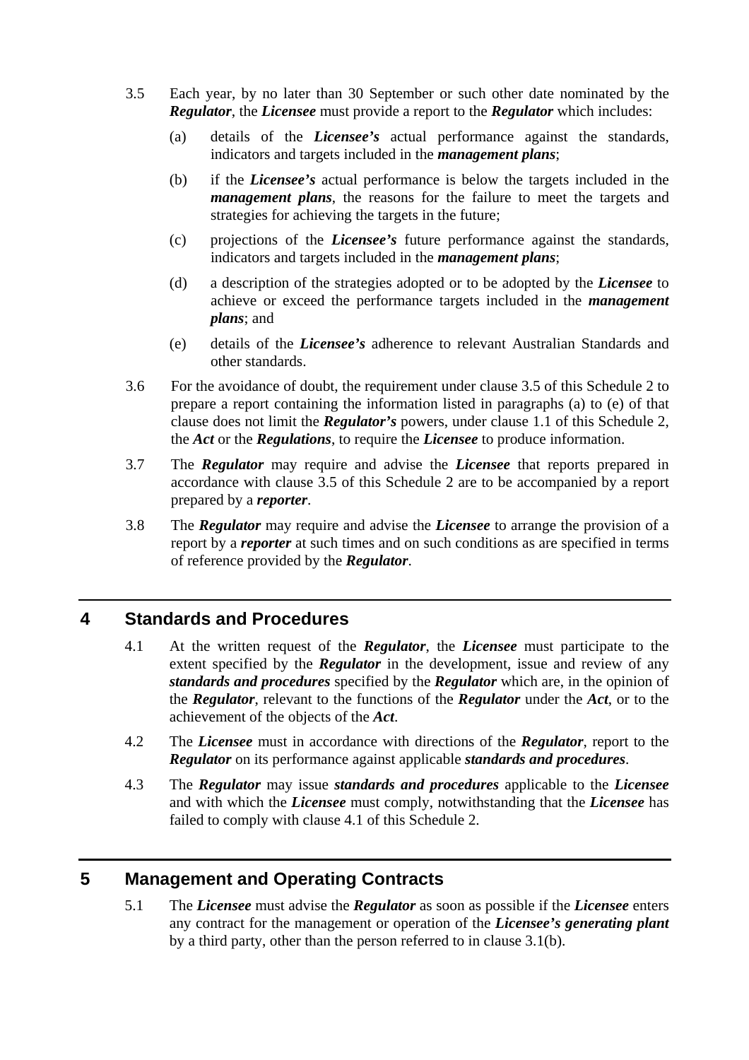3.5 Each year, by no later than 30 September or such other date nominated by the ***Regulator***, the ***Licensee*** must provide a report to the ***Regulator*** which includes:

(a) details of the ***Licensee's*** actual performance against the standards, indicators and targets included in the ***management plans***;

(b) if the ***Licensee's*** actual performance is below the targets included in the ***management plans***, the reasons for the failure to meet the targets and strategies for achieving the targets in the future;

(c) projections of the ***Licensee's*** future performance against the standards, indicators and targets included in the ***management plans***;

(d) a description of the strategies adopted or to be adopted by the ***Licensee*** to achieve or exceed the performance targets included in the ***management plans***; and

(e) details of the ***Licensee's*** adherence to relevant Australian Standards and other standards.

3.6 For the avoidance of doubt, the requirement under clause 3.5 of this Schedule 2 to prepare a report containing the information listed in paragraphs (a) to (e) of that clause does not limit the ***Regulator's*** powers, under clause 1.1 of this Schedule 2, the ***Act*** or the ***Regulations***, to require the ***Licensee*** to produce information.

3.7 The ***Regulator*** may require and advise the ***Licensee*** that reports prepared in accordance with clause 3.5 of this Schedule 2 are to be accompanied by a report prepared by a ***reporter***.

3.8 The ***Regulator*** may require and advise the ***Licensee*** to arrange the provision of a report by a ***reporter*** at such times and on such conditions as are specified in terms of reference provided by the ***Regulator***.

## 4 Standards and Procedures

4.1 At the written request of the ***Regulator***, the ***Licensee*** must participate to the extent specified by the ***Regulator*** in the development, issue and review of any ***standards and procedures*** specified by the ***Regulator*** which are, in the opinion of the ***Regulator***, relevant to the functions of the ***Regulator*** under the ***Act***, or to the achievement of the objects of the ***Act***.

4.2 The ***Licensee*** must in accordance with directions of the ***Regulator***, report to the ***Regulator*** on its performance against applicable ***standards and procedures***.

4.3 The ***Regulator*** may issue ***standards and procedures*** applicable to the ***Licensee*** and with which the ***Licensee*** must comply, notwithstanding that the ***Licensee*** has failed to comply with clause 4.1 of this Schedule 2.

## 5 Management and Operating Contracts

5.1 The ***Licensee*** must advise the ***Regulator*** as soon as possible if the ***Licensee*** enters any contract for the management or operation of the ***Licensee's generating plant*** by a third party, other than the person referred to in clause 3.1(b).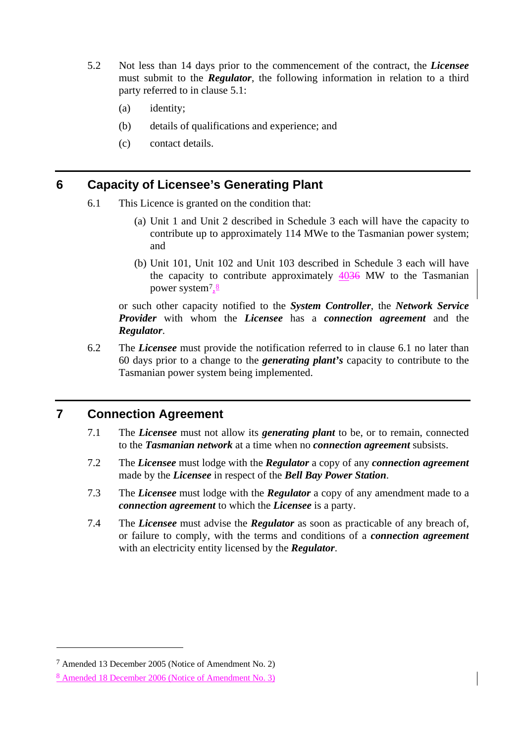5.2 Not less than 14 days prior to the commencement of the contract, the ***Licensee*** must submit to the ***Regulator***, the following information in relation to a third party referred to in clause 5.1:

(a) identity;

(b) details of qualifications and experience; and

(c) contact details.

## 6 Capacity of Licensee's Generating Plant

6.1 This Licence is granted on the condition that:

(a) Unit 1 and Unit 2 described in Schedule 3 each will have the capacity to contribute up to approximately 114 MWe to the Tasmanian power system; and

(b) Unit 101, Unit 102 and Unit 103 described in Schedule 3 each will have the capacity to contribute approximately ~~36~~ 40 MW to the Tasmanian power system[7],[8]

or such other capacity notified to the ***System Controller***, the ***Network Service Provider*** with whom the ***Licensee*** has a ***connection agreement*** and the ***Regulator***.

6.2 The ***Licensee*** must provide the notification referred to in clause 6.1 no later than 60 days prior to a change to the ***generating plant's*** capacity to contribute to the Tasmanian power system being implemented.

## 7 Connection Agreement

7.1 The ***Licensee*** must not allow its ***generating plant*** to be, or to remain, connected to the ***Tasmanian network*** at a time when no ***connection agreement*** subsists.

7.2 The ***Licensee*** must lodge with the ***Regulator*** a copy of any ***connection agreement*** made by the ***Licensee*** in respect of the ***Bell Bay Power Station***.

7.3 The ***Licensee*** must lodge with the ***Regulator*** a copy of any amendment made to a ***connection agreement*** to which the ***Licensee*** is a party.

7.4 The ***Licensee*** must advise the ***Regulator*** as soon as practicable of any breach of, or failure to comply, with the terms and conditions of a ***connection agreement*** with an electricity entity licensed by the ***Regulator***.

---

[7] Amended 13 December 2005 (Notice of Amendment No. 2)

[8] Amended 18 December 2006 (Notice of Amendment No. 3)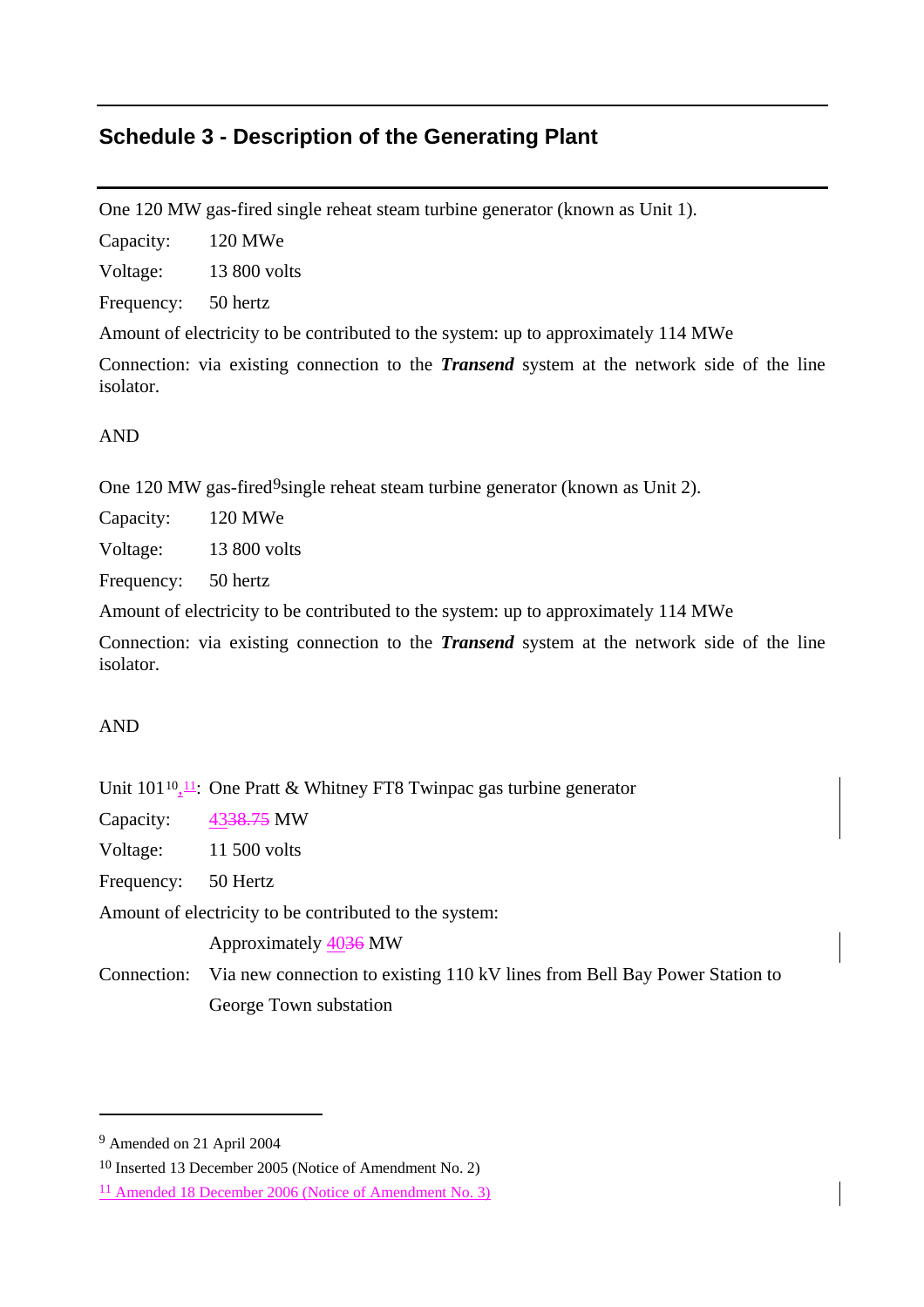## Schedule 3 - Description of the Generating Plant

One 120 MW gas-fired single reheat steam turbine generator (known as Unit 1).

Capacity: 120 MWe

Voltage: 13 800 volts

Frequency: 50 hertz

Amount of electricity to be contributed to the system: up to approximately 114 MWe

Connection: via existing connection to the ***Transend*** system at the network side of the line isolator.

AND

One 120 MW gas-fired[9] single reheat steam turbine generator (known as Unit 2).

Capacity: 120 MWe

Voltage: 13 800 volts

Frequency: 50 hertz

Amount of electricity to be contributed to the system: up to approximately 114 MWe

Connection: via existing connection to the ***Transend*** system at the network side of the line isolator.

AND

Unit 101[10,11]: One Pratt & Whitney FT8 Twinpac gas turbine generator

Capacity: 43 ~~38.75~~ MW

Voltage: 11 500 volts

Frequency: 50 Hertz

Amount of electricity to be contributed to the system:

Approximately 40 ~~36~~ MW

Connection: Via new connection to existing 110 kV lines from Bell Bay Power Station to George Town substation

---

[9] Amended on 21 April 2004

[10] Inserted 13 December 2005 (Notice of Amendment No. 2)

[11] Amended 18 December 2006 (Notice of Amendment No. 3)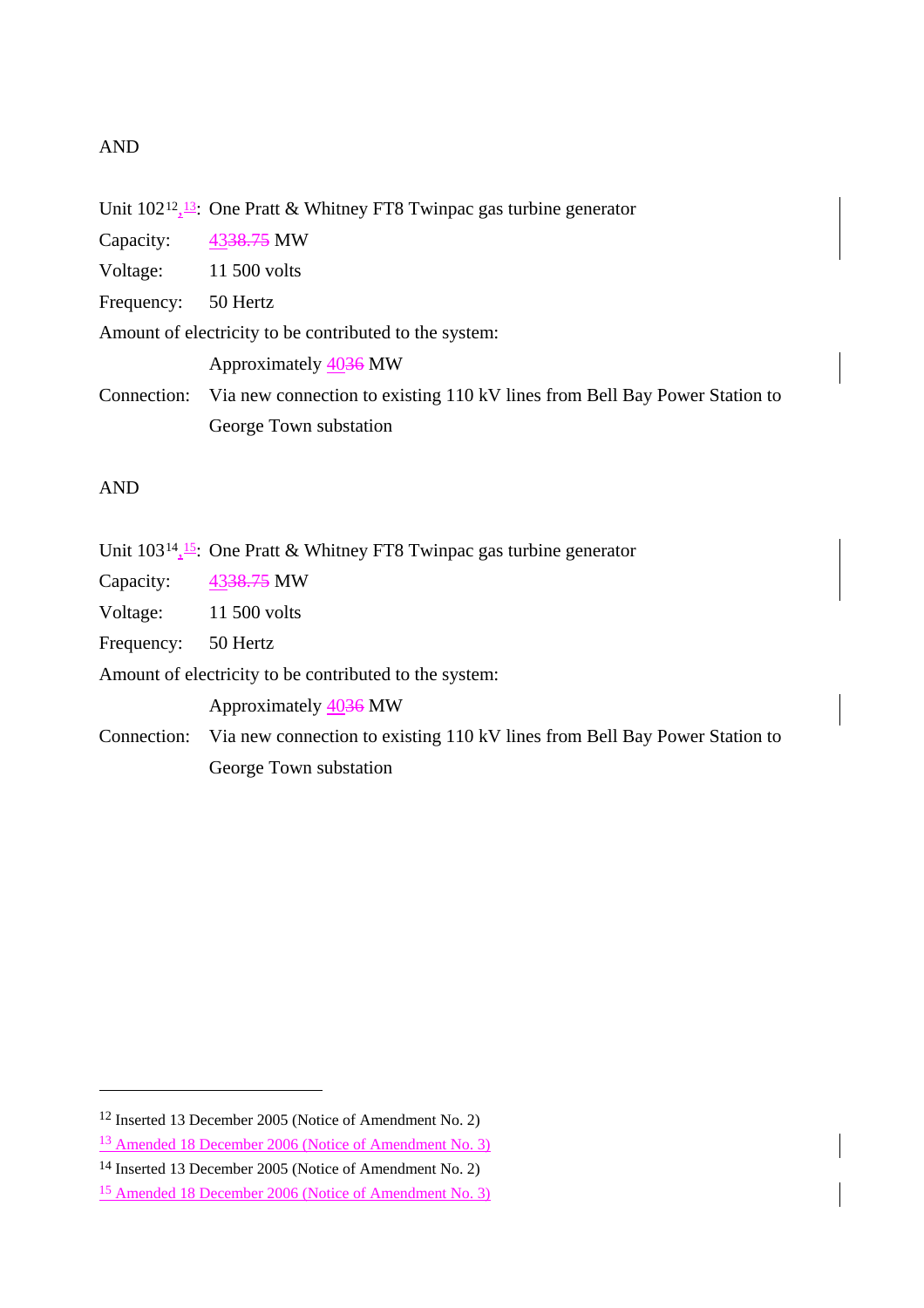AND

Unit 102[12],[13]: One Pratt & Whitney FT8 Twinpac gas turbine generator

Capacity: 4338.75 MW

Voltage: 11 500 volts

Frequency: 50 Hertz

Amount of electricity to be contributed to the system:

Approximately 4036 MW

Connection: Via new connection to existing 110 kV lines from Bell Bay Power Station to George Town substation

AND

Unit 103[14],[15]: One Pratt & Whitney FT8 Twinpac gas turbine generator

Capacity: 4338.75 MW

Voltage: 11 500 volts

Frequency: 50 Hertz

Amount of electricity to be contributed to the system:

Approximately 4036 MW

Connection: Via new connection to existing 110 kV lines from Bell Bay Power Station to George Town substation

---

[12] Inserted 13 December 2005 (Notice of Amendment No. 2)

[13] Amended 18 December 2006 (Notice of Amendment No. 3)

[14] Inserted 13 December 2005 (Notice of Amendment No. 2)

[15] Amended 18 December 2006 (Notice of Amendment No. 3)